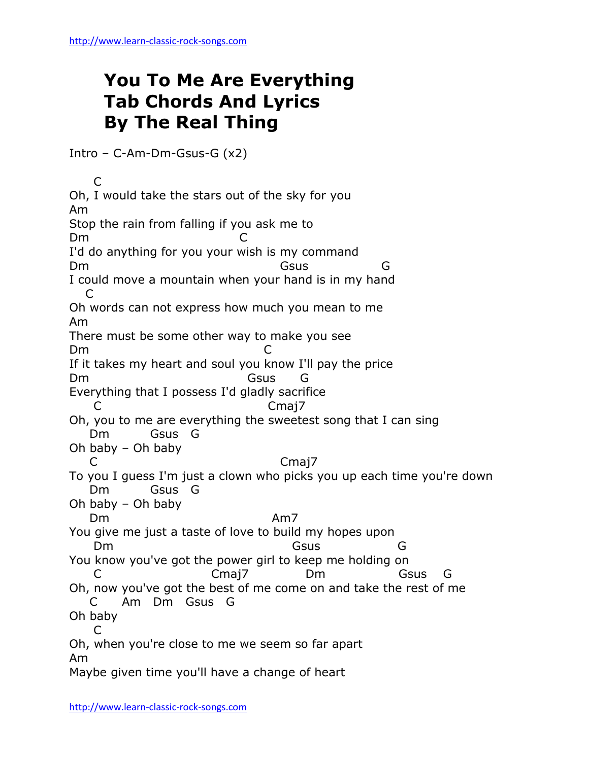# You To Me Are Everything
# Tab Chords And Lyrics
# By The Real Thing

Intro – C-Am-Dm-Gsus-G (x2)

```
     C
Oh, I would take the stars out of the sky for you
Am
Stop the rain from falling if you ask me to
Dm                          C
I'd do anything for you your wish is my command
Dm                                    Gsus              G
I could move a mountain when your hand is in my hand
   C
Oh words can not express how much you mean to me
Am
There must be some other way to make you see
Dm                               C
If it takes my heart and soul you know I'll pay the price
Dm                              Gsus      G
Everything that I possess I'd gladly sacrifice
     C                              Cmaj7
Oh, you to me are everything the sweetest song that I can sing
    Dm         Gsus   G
Oh baby – Oh baby
    C                                 Cmaj7
To you I guess I'm just a clown who picks you up each time you're down
    Dm         Gsus   G
Oh baby – Oh baby
    Dm                              Am7
You give me just a taste of love to build my hopes upon
     Dm                                 Gsus              G
You know you've got the power girl to keep me holding on
     C                    Cmaj7            Dm              Gsus    G
Oh, now you've got the best of me come on and take the rest of me
    C     Am   Dm   Gsus   G
Oh baby
     C
Oh, when you're close to me we seem so far apart
Am
Maybe given time you'll have a change of heart
```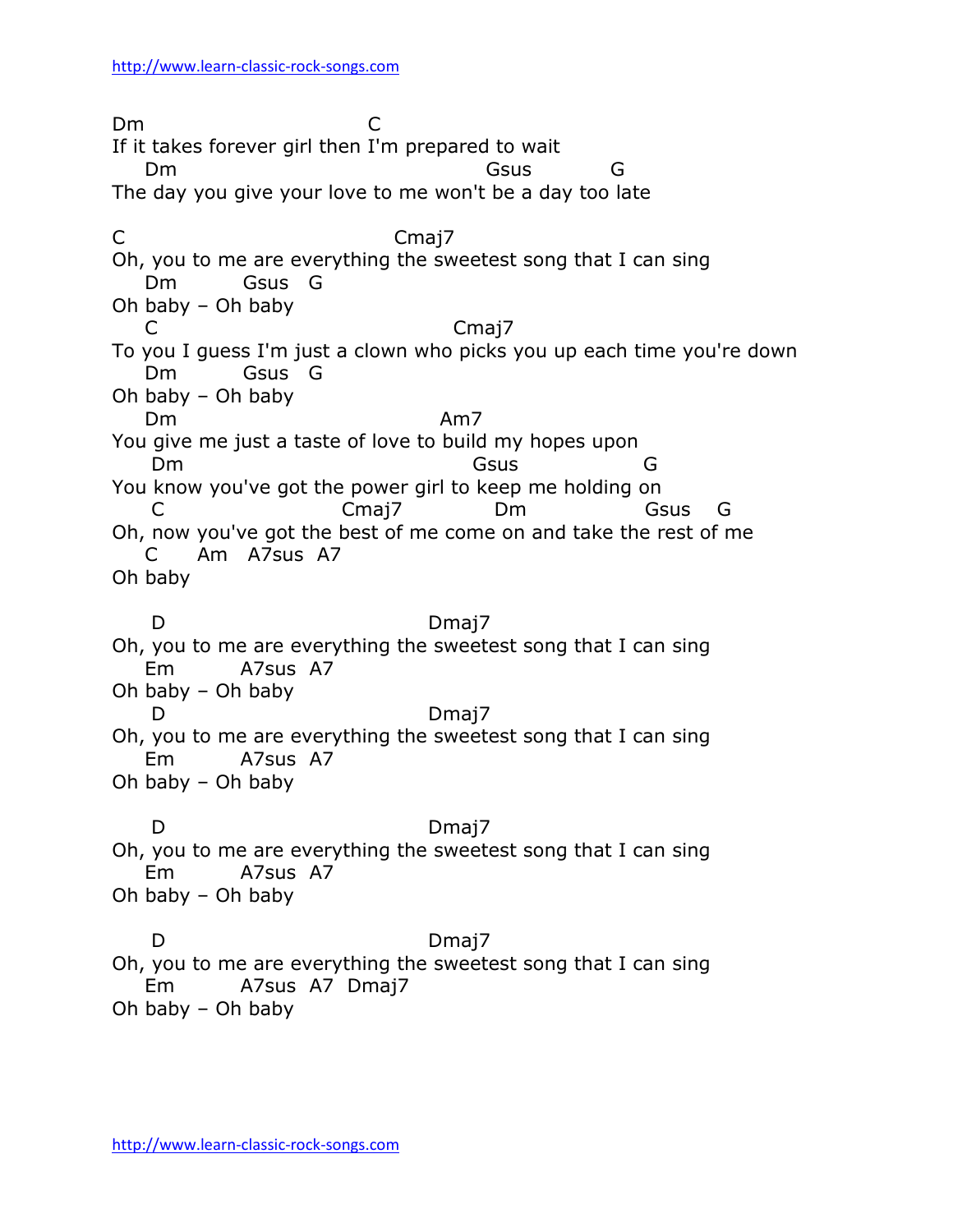```
Dm                           C
If it takes forever girl then I'm prepared to wait
   Dm                                  Gsus        G
The day you give your love to me won't be a day too late

C                          Cmaj7
Oh, you to me are everything the sweetest song that I can sing
   Dm       Gsus  G
Oh baby – Oh baby
   C                             Cmaj7
To you I guess I'm just a clown who picks you up each time you're down
   Dm       Gsus  G
Oh baby – Oh baby
   Dm                          Am7
You give me just a taste of love to build my hopes upon
    Dm                               Gsus             G
You know you've got the power girl to keep me holding on
    C               Cmaj7          Dm            Gsus   G
Oh, now you've got the best of me come on and take the rest of me
   C     Am   A7sus  A7
Oh baby

    D                          Dmaj7
Oh, you to me are everything the sweetest song that I can sing
   Em        A7sus  A7
Oh baby – Oh baby
    D                          Dmaj7
Oh, you to me are everything the sweetest song that I can sing
   Em        A7sus  A7
Oh baby – Oh baby

    D                          Dmaj7
Oh, you to me are everything the sweetest song that I can sing
   Em        A7sus  A7
Oh baby – Oh baby

    D                          Dmaj7
Oh, you to me are everything the sweetest song that I can sing
   Em        A7sus  A7  Dmaj7
Oh baby – Oh baby
```